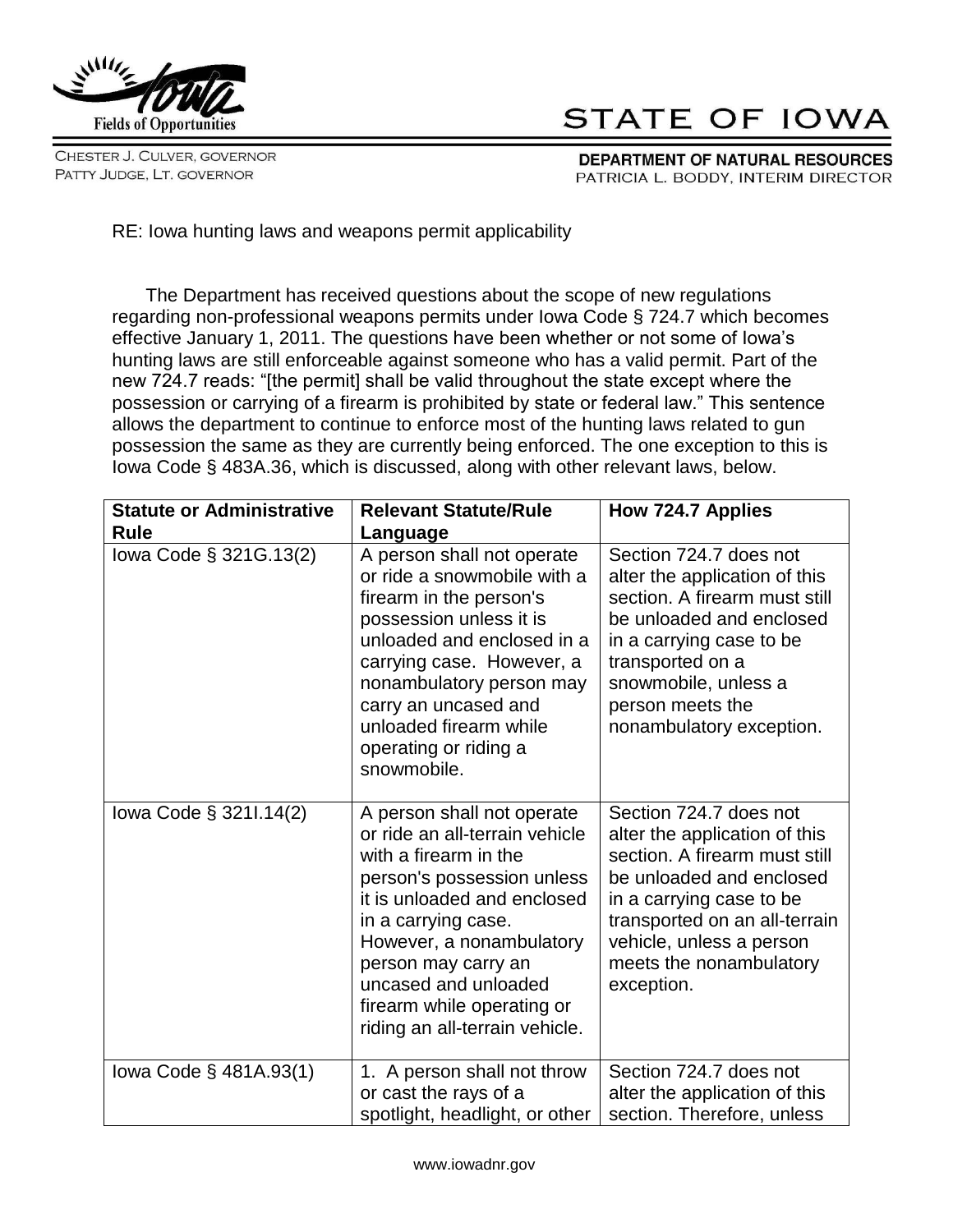Fields of Opportunities

# STATE OF IOWA

CHESTER J. CULVER, GOVERNOR
PATTY JUDGE, LT. GOVERNOR

**DEPARTMENT OF NATURAL RESOURCES**
PATRICIA L. BODDY, INTERIM DIRECTOR

RE: Iowa hunting laws and weapons permit applicability

The Department has received questions about the scope of new regulations regarding non-professional weapons permits under Iowa Code § 724.7 which becomes effective January 1, 2011. The questions have been whether or not some of Iowa's hunting laws are still enforceable against someone who has a valid permit. Part of the new 724.7 reads: "[the permit] shall be valid throughout the state except where the possession or carrying of a firearm is prohibited by state or federal law." This sentence allows the department to continue to enforce most of the hunting laws related to gun possession the same as they are currently being enforced. The one exception to this is Iowa Code § 483A.36, which is discussed, along with other relevant laws, below.

| **Statute or Administrative Rule** | **Relevant Statute/Rule Language** | **How 724.7 Applies** |
|---|---|---|
| Iowa Code § 321G.13(2) | A person shall not operate or ride a snowmobile with a firearm in the person's possession unless it is unloaded and enclosed in a carrying case. However, a nonambulatory person may carry an uncased and unloaded firearm while operating or riding a snowmobile. | Section 724.7 does not alter the application of this section. A firearm must still be unloaded and enclosed in a carrying case to be transported on a snowmobile, unless a person meets the nonambulatory exception. |
| Iowa Code § 321I.14(2) | A person shall not operate or ride an all-terrain vehicle with a firearm in the person's possession unless it is unloaded and enclosed in a carrying case. However, a nonambulatory person may carry an uncased and unloaded firearm while operating or riding an all-terrain vehicle. | Section 724.7 does not alter the application of this section. A firearm must still be unloaded and enclosed in a carrying case to be transported on an all-terrain vehicle, unless a person meets the nonambulatory exception. |
| Iowa Code § 481A.93(1) | 1. A person shall not throw or cast the rays of a spotlight, headlight, or other | Section 724.7 does not alter the application of this section. Therefore, unless |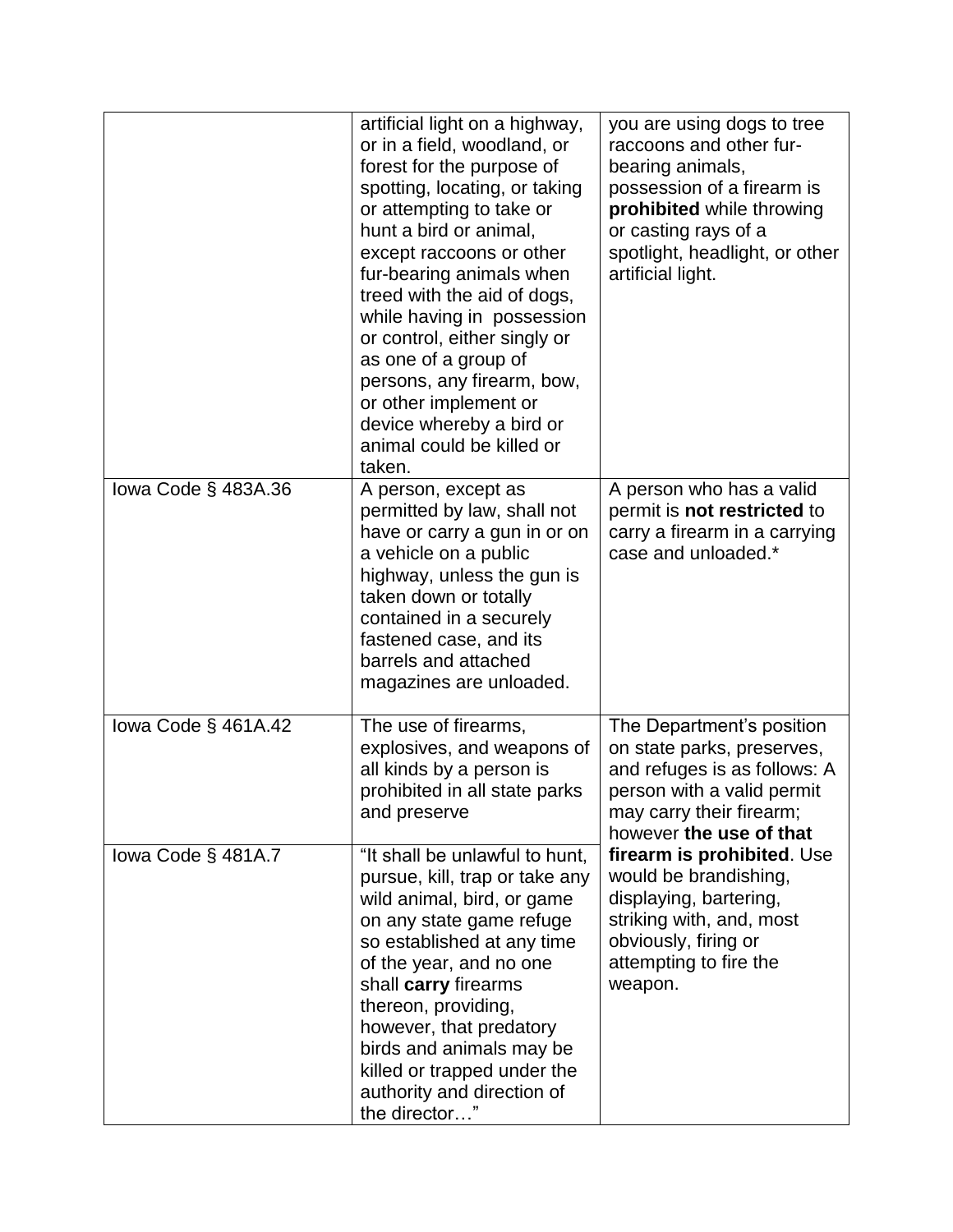| | | |
|---|---|---|
| | artificial light on a highway, or in a field, woodland, or forest for the purpose of spotting, locating, or taking or attempting to take or hunt a bird or animal, except raccoons or other fur-bearing animals when treed with the aid of dogs, while having in possession or control, either singly or as one of a group of persons, any firearm, bow, or other implement or device whereby a bird or animal could be killed or taken. | you are using dogs to tree raccoons and other fur-bearing animals, possession of a firearm is **prohibited** while throwing or casting rays of a spotlight, headlight, or other artificial light. |
| Iowa Code § 483A.36 | A person, except as permitted by law, shall not have or carry a gun in or on a vehicle on a public highway, unless the gun is taken down or totally contained in a securely fastened case, and its barrels and attached magazines are unloaded. | A person who has a valid permit is **not restricted** to carry a firearm in a carrying case and unloaded.* |
| Iowa Code § 461A.42 | The use of firearms, explosives, and weapons of all kinds by a person is prohibited in all state parks and preserve | The Department's position on state parks, preserves, and refuges is as follows: A person with a valid permit may carry their firearm; however **the use of that firearm is prohibited**. Use would be brandishing, displaying, bartering, striking with, and, most obviously, firing or attempting to fire the weapon. |
| Iowa Code § 481A.7 | "It shall be unlawful to hunt, pursue, kill, trap or take any wild animal, bird, or game on any state game refuge so established at any time of the year, and no one shall **carry** firearms thereon, providing, however, that predatory birds and animals may be killed or trapped under the authority and direction of the director…" | |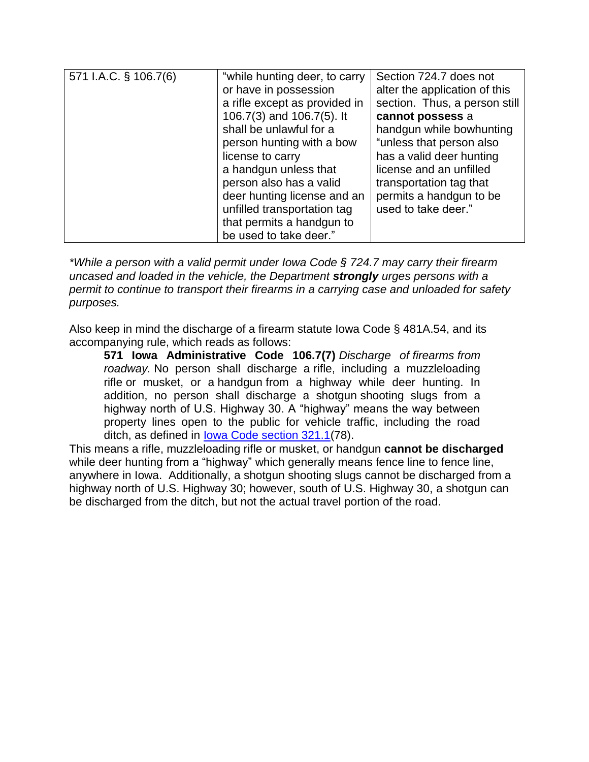| | | |
|---|---|---|
| 571 I.A.C. § 106.7(6) | "while hunting deer, to carry or have in possession a rifle except as provided in 106.7(3) and 106.7(5). It shall be unlawful for a person hunting with a bow license to carry a handgun unless that person also has a valid deer hunting license and an unfilled transportation tag that permits a handgun to be used to take deer." | Section 724.7 does not alter the application of this section. Thus, a person still **cannot possess** a handgun while bowhunting "unless that person also has a valid deer hunting license and an unfilled transportation tag that permits a handgun to be used to take deer." |

*\*While a person with a valid permit under Iowa Code § 724.7 may carry their firearm uncased and loaded in the vehicle, the Department **strongly** urges persons with a permit to continue to transport their firearms in a carrying case and unloaded for safety purposes.*

Also keep in mind the discharge of a firearm statute Iowa Code § 481A.54, and its accompanying rule, which reads as follows:

> **571 Iowa Administrative Code 106.7(7)** *Discharge of firearms from roadway.* No person shall discharge a rifle, including a muzzleloading rifle or musket, or a handgun from a highway while deer hunting. In addition, no person shall discharge a shotgun shooting slugs from a highway north of U.S. Highway 30. A "highway" means the way between property lines open to the public for vehicle traffic, including the road ditch, as defined in [Iowa Code section 321.1](78).

This means a rifle, muzzleloading rifle or musket, or handgun **cannot be discharged** while deer hunting from a "highway" which generally means fence line to fence line, anywhere in Iowa. Additionally, a shotgun shooting slugs cannot be discharged from a highway north of U.S. Highway 30; however, south of U.S. Highway 30, a shotgun can be discharged from the ditch, but not the actual travel portion of the road.